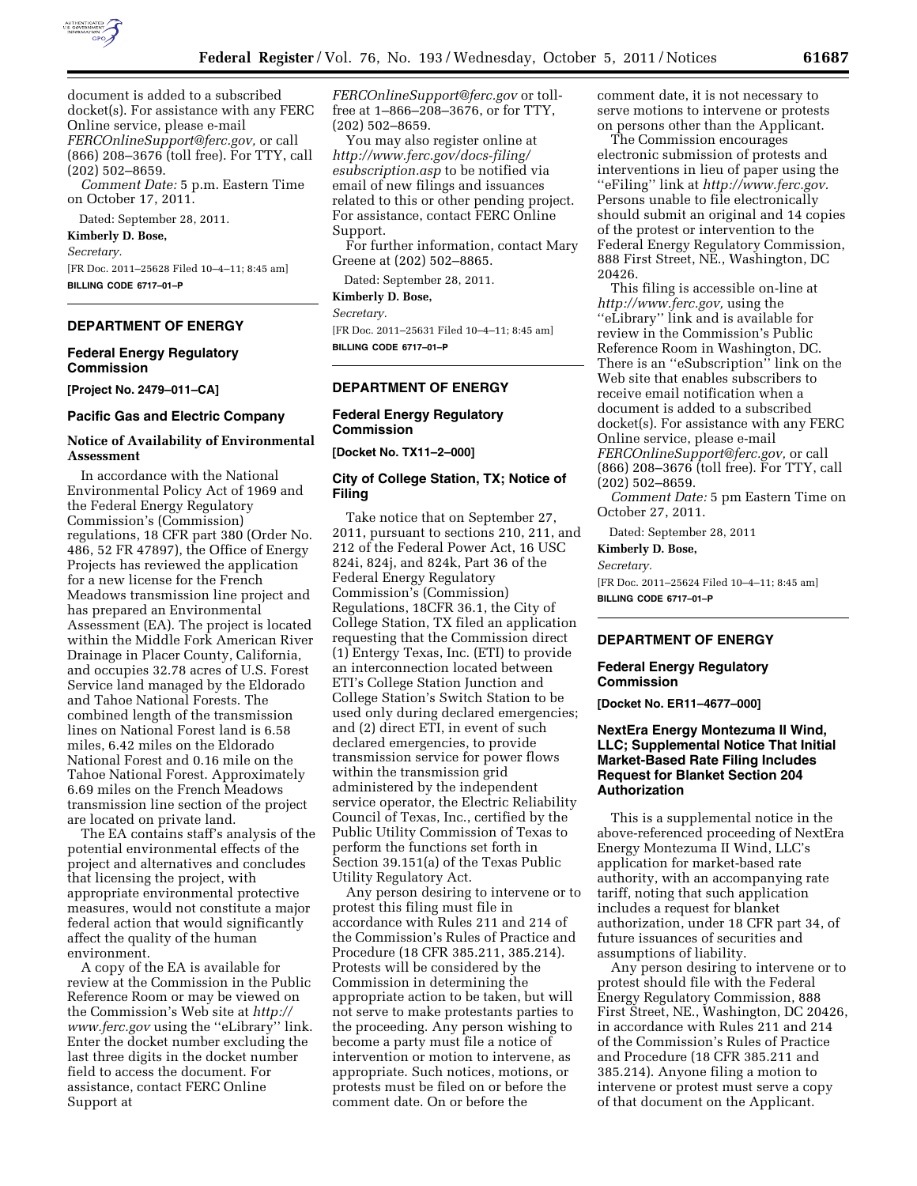document is added to a subscribed docket(s). For assistance with any FERC Online service, please e-mail *FERCOnlineSupport@ferc.gov,* or call (866) 208–3676 (toll free). For TTY, call (202) 502–8659.

*Comment Date:* 5 p.m. Eastern Time on October 17, 2011.

Dated: September 28, 2011.

**Kimberly D. Bose,**

*Secretary.*

[FR Doc. 2011–25628 Filed 10–4–11; 8:45 am]

**BILLING CODE 6717–01–P**

## DEPARTMENT OF ENERGY

### Federal Energy Regulatory Commission

**[Project No. 2479–011–CA]**

### Pacific Gas and Electric Company

#### Notice of Availability of Environmental Assessment

In accordance with the National Environmental Policy Act of 1969 and the Federal Energy Regulatory Commission's (Commission) regulations, 18 CFR part 380 (Order No. 486, 52 FR 47897), the Office of Energy Projects has reviewed the application for a new license for the French Meadows transmission line project and has prepared an Environmental Assessment (EA). The project is located within the Middle Fork American River Drainage in Placer County, California, and occupies 32.78 acres of U.S. Forest Service land managed by the Eldorado and Tahoe National Forests. The combined length of the transmission lines on National Forest land is 6.58 miles, 6.42 miles on the Eldorado National Forest and 0.16 mile on the Tahoe National Forest. Approximately 6.69 miles on the French Meadows transmission line section of the project are located on private land.

The EA contains staff's analysis of the potential environmental effects of the project and alternatives and concludes that licensing the project, with appropriate environmental protective measures, would not constitute a major federal action that would significantly affect the quality of the human environment.

A copy of the EA is available for review at the Commission in the Public Reference Room or may be viewed on the Commission's Web site at *http://www.ferc.gov* using the ''eLibrary'' link. Enter the docket number excluding the last three digits in the docket number field to access the document. For assistance, contact FERC Online Support at *FERCOnlineSupport@ferc.gov* or toll-free at 1–866–208–3676, or for TTY, (202) 502–8659.

You may also register online at *http://www.ferc.gov/docs-filing/esubscription.asp* to be notified via email of new filings and issuances related to this or other pending project. For assistance, contact FERC Online Support.

For further information, contact Mary Greene at (202) 502–8865.

Dated: September 28, 2011.

**Kimberly D. Bose,**

*Secretary.*

[FR Doc. 2011–25631 Filed 10–4–11; 8:45 am]

**BILLING CODE 6717–01–P**

## DEPARTMENT OF ENERGY

### Federal Energy Regulatory Commission

**[Docket No. TX11–2–000]**

### City of College Station, TX; Notice of Filing

Take notice that on September 27, 2011, pursuant to sections 210, 211, and 212 of the Federal Power Act, 16 USC 824i, 824j, and 824k, Part 36 of the Federal Energy Regulatory Commission's (Commission) Regulations, 18CFR 36.1, the City of College Station, TX filed an application requesting that the Commission direct (1) Entergy Texas, Inc. (ETI) to provide an interconnection located between ETI's College Station Junction and College Station's Switch Station to be used only during declared emergencies; and (2) direct ETI, in event of such declared emergencies, to provide transmission service for power flows within the transmission grid administered by the independent service operator, the Electric Reliability Council of Texas, Inc., certified by the Public Utility Commission of Texas to perform the functions set forth in Section 39.151(a) of the Texas Public Utility Regulatory Act.

Any person desiring to intervene or to protest this filing must file in accordance with Rules 211 and 214 of the Commission's Rules of Practice and Procedure (18 CFR 385.211, 385.214). Protests will be considered by the Commission in determining the appropriate action to be taken, but will not serve to make protestants parties to the proceeding. Any person wishing to become a party must file a notice of intervention or motion to intervene, as appropriate. Such notices, motions, or protests must be filed on or before the comment date. On or before the comment date, it is not necessary to serve motions to intervene or protests on persons other than the Applicant.

The Commission encourages electronic submission of protests and interventions in lieu of paper using the ''eFiling'' link at *http://www.ferc.gov.* Persons unable to file electronically should submit an original and 14 copies of the protest or intervention to the Federal Energy Regulatory Commission, 888 First Street, NE., Washington, DC 20426.

This filing is accessible on-line at *http://www.ferc.gov,* using the ''eLibrary'' link and is available for review in the Commission's Public Reference Room in Washington, DC. There is an ''eSubscription'' link on the Web site that enables subscribers to receive email notification when a document is added to a subscribed docket(s). For assistance with any FERC Online service, please e-mail *FERCOnlineSupport@ferc.gov,* or call (866) 208–3676 (toll free). For TTY, call (202) 502–8659.

*Comment Date:* 5 pm Eastern Time on October 27, 2011.

Dated: September 28, 2011

**Kimberly D. Bose,**

*Secretary.*

[FR Doc. 2011–25624 Filed 10–4–11; 8:45 am]

**BILLING CODE 6717–01–P**

## DEPARTMENT OF ENERGY

### Federal Energy Regulatory Commission

**[Docket No. ER11–4677–000]**

### NextEra Energy Montezuma II Wind, LLC; Supplemental Notice That Initial Market-Based Rate Filing Includes Request for Blanket Section 204 Authorization

This is a supplemental notice in the above-referenced proceeding of NextEra Energy Montezuma II Wind, LLC's application for market-based rate authority, with an accompanying rate tariff, noting that such application includes a request for blanket authorization, under 18 CFR part 34, of future issuances of securities and assumptions of liability.

Any person desiring to intervene or to protest should file with the Federal Energy Regulatory Commission, 888 First Street, NE., Washington, DC 20426, in accordance with Rules 211 and 214 of the Commission's Rules of Practice and Procedure (18 CFR 385.211 and 385.214). Anyone filing a motion to intervene or protest must serve a copy of that document on the Applicant.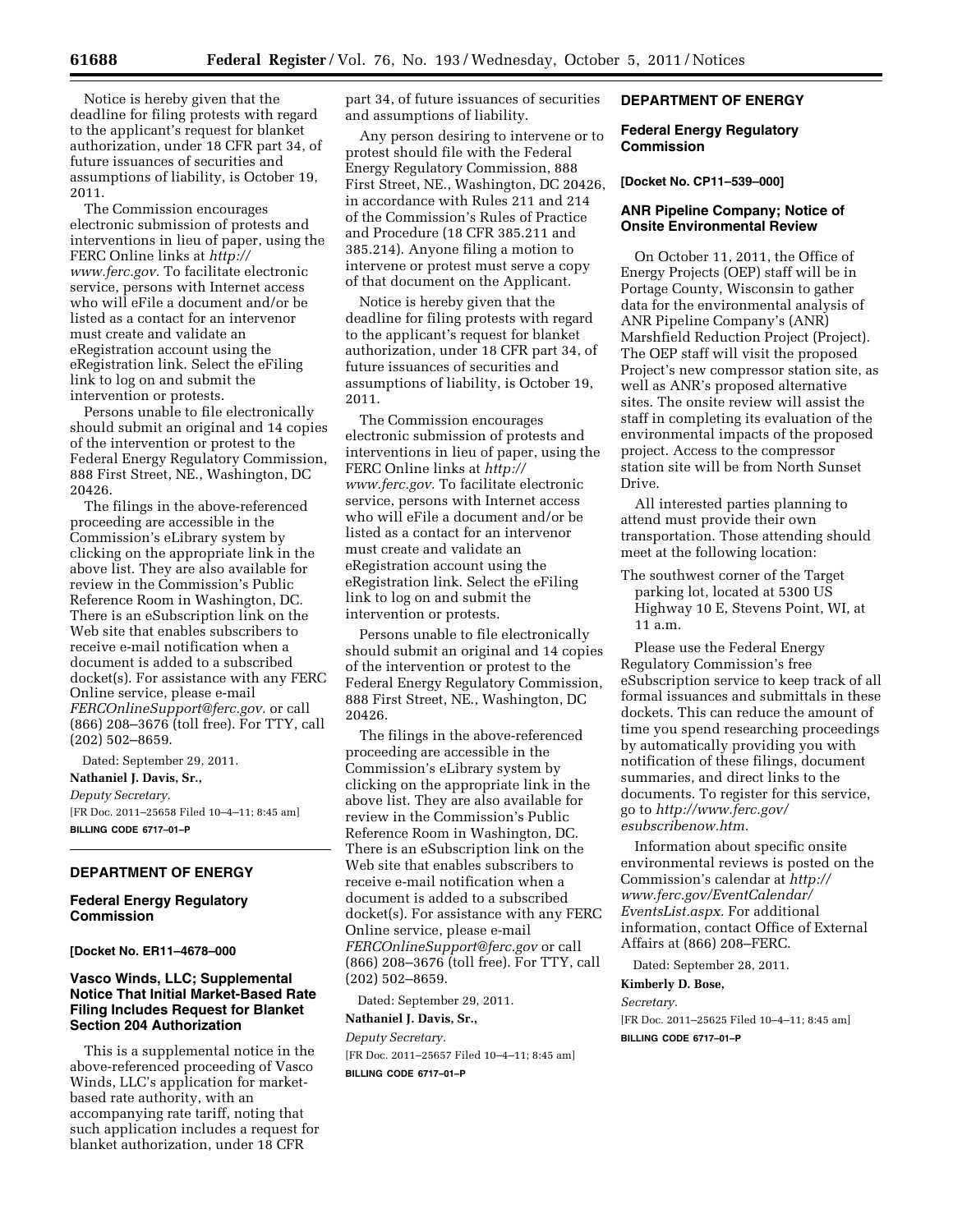Notice is hereby given that the deadline for filing protests with regard to the applicant's request for blanket authorization, under 18 CFR part 34, of future issuances of securities and assumptions of liability, is October 19, 2011.

The Commission encourages electronic submission of protests and interventions in lieu of paper, using the FERC Online links at *http://www.ferc.gov*. To facilitate electronic service, persons with Internet access who will eFile a document and/or be listed as a contact for an intervenor must create and validate an eRegistration account using the eRegistration link. Select the eFiling link to log on and submit the intervention or protests.

Persons unable to file electronically should submit an original and 14 copies of the intervention or protest to the Federal Energy Regulatory Commission, 888 First Street, NE., Washington, DC 20426.

The filings in the above-referenced proceeding are accessible in the Commission's eLibrary system by clicking on the appropriate link in the above list. They are also available for review in the Commission's Public Reference Room in Washington, DC. There is an eSubscription link on the Web site that enables subscribers to receive e-mail notification when a document is added to a subscribed docket(s). For assistance with any FERC Online service, please e-mail *FERCOnlineSupport@ferc.gov*. or call (866) 208–3676 (toll free). For TTY, call (202) 502–8659.

Dated: September 29, 2011.

**Nathaniel J. Davis, Sr.,**

*Deputy Secretary.*

[FR Doc. 2011–25658 Filed 10–4–11; 8:45 am]

**BILLING CODE 6717–01–P**

## DEPARTMENT OF ENERGY

### Federal Energy Regulatory Commission

**[Docket No. ER11–4678–000]**

### Vasco Winds, LLC; Supplemental Notice That Initial Market-Based Rate Filing Includes Request for Blanket Section 204 Authorization

This is a supplemental notice in the above-referenced proceeding of Vasco Winds, LLC's application for market-based rate authority, with an accompanying rate tariff, noting that such application includes a request for blanket authorization, under 18 CFR part 34, of future issuances of securities and assumptions of liability.

Any person desiring to intervene or to protest should file with the Federal Energy Regulatory Commission, 888 First Street, NE., Washington, DC 20426, in accordance with Rules 211 and 214 of the Commission's Rules of Practice and Procedure (18 CFR 385.211 and 385.214). Anyone filing a motion to intervene or protest must serve a copy of that document on the Applicant.

Notice is hereby given that the deadline for filing protests with regard to the applicant's request for blanket authorization, under 18 CFR part 34, of future issuances of securities and assumptions of liability, is October 19, 2011.

The Commission encourages electronic submission of protests and interventions in lieu of paper, using the FERC Online links at *http://www.ferc.gov*. To facilitate electronic service, persons with Internet access who will eFile a document and/or be listed as a contact for an intervenor must create and validate an eRegistration account using the eRegistration link. Select the eFiling link to log on and submit the intervention or protests.

Persons unable to file electronically should submit an original and 14 copies of the intervention or protest to the Federal Energy Regulatory Commission, 888 First Street, NE., Washington, DC 20426.

The filings in the above-referenced proceeding are accessible in the Commission's eLibrary system by clicking on the appropriate link in the above list. They are also available for review in the Commission's Public Reference Room in Washington, DC. There is an eSubscription link on the Web site that enables subscribers to receive e-mail notification when a document is added to a subscribed docket(s). For assistance with any FERC Online service, please e-mail *FERCOnlineSupport@ferc.gov* or call (866) 208–3676 (toll free). For TTY, call (202) 502–8659.

Dated: September 29, 2011.

**Nathaniel J. Davis, Sr.,**

*Deputy Secretary.*

[FR Doc. 2011–25657 Filed 10–4–11; 8:45 am]

**BILLING CODE 6717–01–P**

## DEPARTMENT OF ENERGY

### Federal Energy Regulatory Commission

**[Docket No. CP11–539–000]**

### ANR Pipeline Company; Notice of Onsite Environmental Review

On October 11, 2011, the Office of Energy Projects (OEP) staff will be in Portage County, Wisconsin to gather data for the environmental analysis of ANR Pipeline Company's (ANR) Marshfield Reduction Project (Project). The OEP staff will visit the proposed Project's new compressor station site, as well as ANR's proposed alternative sites. The onsite review will assist the staff in completing its evaluation of the environmental impacts of the proposed project. Access to the compressor station site will be from North Sunset Drive.

All interested parties planning to attend must provide their own transportation. Those attending should meet at the following location:

The southwest corner of the Target parking lot, located at 5300 US Highway 10 E, Stevens Point, WI, at 11 a.m.

Please use the Federal Energy Regulatory Commission's free eSubscription service to keep track of all formal issuances and submittals in these dockets. This can reduce the amount of time you spend researching proceedings by automatically providing you with notification of these filings, document summaries, and direct links to the documents. To register for this service, go to *http://www.ferc.gov/esubscribenow.htm*.

Information about specific onsite environmental reviews is posted on the Commission's calendar at *http://www.ferc.gov/EventCalendar/EventsList.aspx*. For additional information, contact Office of External Affairs at (866) 208–FERC.

Dated: September 28, 2011.

**Kimberly D. Bose,**

*Secretary.*

[FR Doc. 2011–25625 Filed 10–4–11; 8:45 am]

**BILLING CODE 6717–01–P**